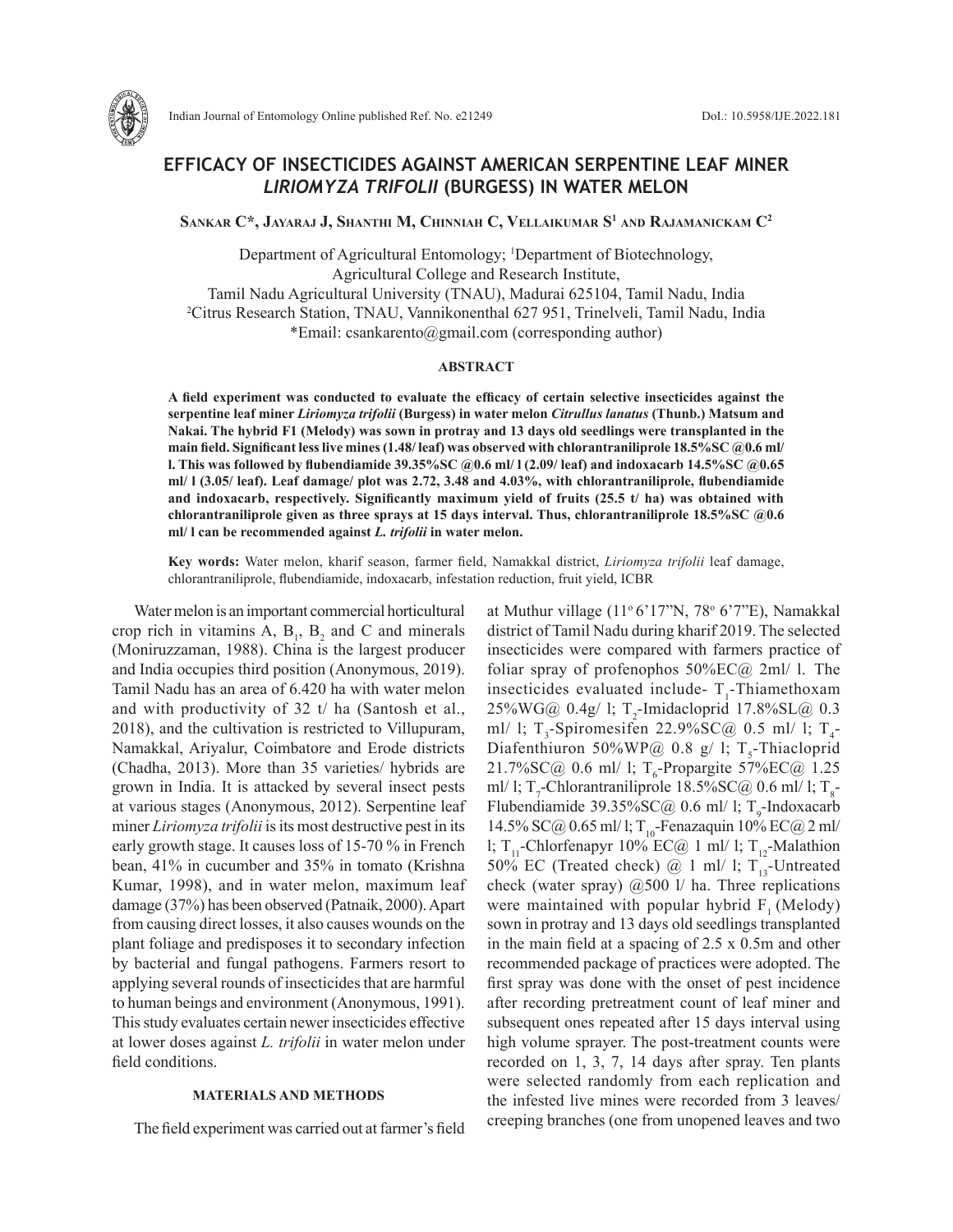# EFFICACY OF INSECTICIDES AGAINST AMERICAN SERPENTINE LEAF MINER *LIRIOMYZA TRIFOLII* (BURGESS) IN WATER MELON

**Sankar C\*, Jayaraj J, Shanthi M, Chinniah C, Vellaikumar S[1] and Rajamanickam C[2]**

Department of Agricultural Entomology; [1]Department of Biotechnology,
Agricultural College and Research Institute,
Tamil Nadu Agricultural University (TNAU), Madurai 625104, Tamil Nadu, India
[2]Citrus Research Station, TNAU, Vannikonenthal 627 951, Trinelveli, Tamil Nadu, India
\*Email: csankarento@gmail.com (corresponding author)

## ABSTRACT

**A field experiment was conducted to evaluate the efficacy of certain selective insecticides against the serpentine leaf miner *Liriomyza trifolii* (Burgess) in water melon *Citrullus lanatus* (Thunb.) Matsum and Nakai. The hybrid F1 (Melody) was sown in protray and 13 days old seedlings were transplanted in the main field. Significant less live mines (1.48/ leaf) was observed with chlorantraniliprole 18.5%SC @0.6 ml/ l. This was followed by flubendiamide 39.35%SC @0.6 ml/ l (2.09/ leaf) and indoxacarb 14.5%SC @0.65 ml/ l (3.05/ leaf). Leaf damage/ plot was 2.72, 3.48 and 4.03%, with chlorantraniliprole, flubendiamide and indoxacarb, respectively. Significantly maximum yield of fruits (25.5 t/ ha) was obtained with chlorantraniliprole given as three sprays at 15 days interval. Thus, chlorantraniliprole 18.5%SC @0.6 ml/ l can be recommended against *L. trifolii* in water melon.**

**Key words:** Water melon, kharif season, farmer field, Namakkal district, *Liriomyza trifolii* leaf damage, chlorantraniliprole, flubendiamide, indoxacarb, infestation reduction, fruit yield, ICBR

Water melon is an important commercial horticultural crop rich in vitamins A, $B_1$, $B_2$ and C and minerals (Moniruzzaman, 1988). China is the largest producer and India occupies third position (Anonymous, 2019). Tamil Nadu has an area of 6.420 ha with water melon and with productivity of 32 t/ ha (Santosh et al., 2018), and the cultivation is restricted to Villupuram, Namakkal, Ariyalur, Coimbatore and Erode districts (Chadha, 2013). More than 35 varieties/ hybrids are grown in India. It is attacked by several insect pests at various stages (Anonymous, 2012). Serpentine leaf miner *Liriomyza trifolii* is its most destructive pest in its early growth stage. It causes loss of 15-70 % in French bean, 41% in cucumber and 35% in tomato (Krishna Kumar, 1998), and in water melon, maximum leaf damage (37%) has been observed (Patnaik, 2000). Apart from causing direct losses, it also causes wounds on the plant foliage and predisposes it to secondary infection by bacterial and fungal pathogens. Farmers resort to applying several rounds of insecticides that are harmful to human beings and environment (Anonymous, 1991). This study evaluates certain newer insecticides effective at lower doses against *L. trifolii* in water melon under field conditions.

## MATERIALS AND METHODS

The field experiment was carried out at farmer's field at Muthur village (11° 6'17"N, 78° 6'7"E), Namakkal district of Tamil Nadu during kharif 2019. The selected insecticides were compared with farmers practice of foliar spray of profenophos 50%EC@ 2ml/ l. The insecticides evaluated include- $T_1$-Thiamethoxam 25%WG@ 0.4g/ l; $T_2$-Imidacloprid 17.8%SL@ 0.3 ml/ l; $T_3$-Spiromesifen 22.9%SC@ 0.5 ml/ l; $T_4$-Diafenthiuron 50%WP@ 0.8 g/ l; $T_5$-Thiacloprid 21.7%SC@ 0.6 ml/ l; $T_6$-Propargite 57%EC@ 1.25 ml/ l; $T_7$-Chlorantraniliprole 18.5%SC@ 0.6 ml/ l; $T_8$-Flubendiamide 39.35%SC@ 0.6 ml/ l; $T_9$-Indoxacarb 14.5% SC@ 0.65 ml/ l; $T_{10}$-Fenazaquin 10% EC@ 2 ml/ l; $T_{11}$-Chlorfenapyr 10% EC@ 1 ml/ l; $T_{12}$-Malathion 50% EC (Treated check) @ 1 ml/ l; $T_{13}$-Untreated check (water spray) @500 l/ ha. Three replications were maintained with popular hybrid $F_1$ (Melody) sown in protray and 13 days old seedlings transplanted in the main field at a spacing of 2.5 x 0.5m and other recommended package of practices were adopted. The first spray was done with the onset of pest incidence after recording pretreatment count of leaf miner and subsequent ones repeated after 15 days interval using high volume sprayer. The post-treatment counts were recorded on 1, 3, 7, 14 days after spray. Ten plants were selected randomly from each replication and the infested live mines were recorded from 3 leaves/ creeping branches (one from unopened leaves and two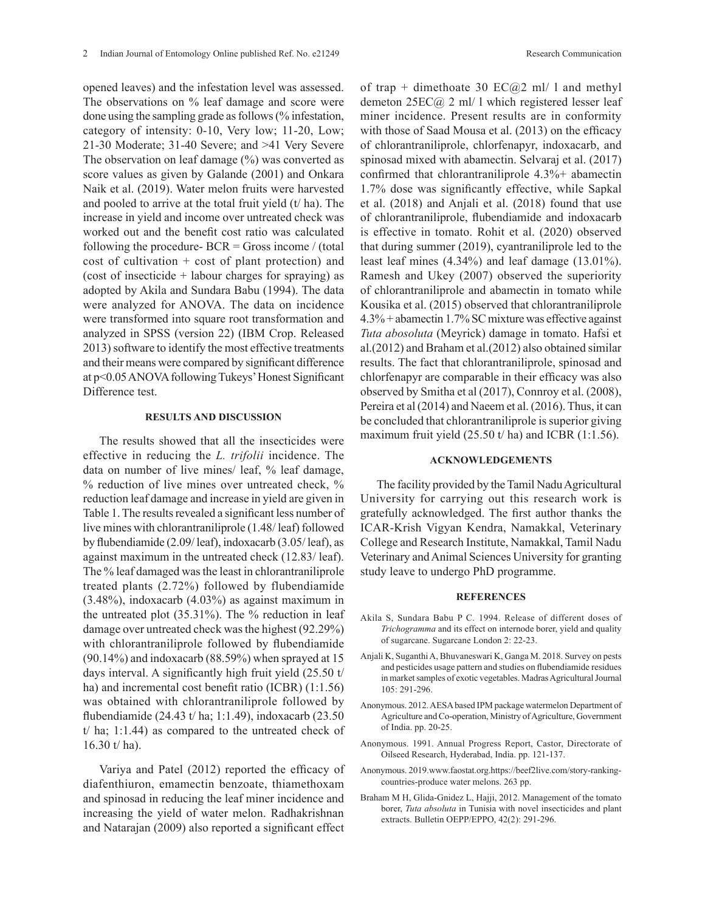opened leaves) and the infestation level was assessed. The observations on % leaf damage and score were done using the sampling grade as follows (% infestation, category of intensity: 0-10, Very low; 11-20, Low; 21-30 Moderate; 31-40 Severe; and >41 Very Severe The observation on leaf damage (%) was converted as score values as given by Galande (2001) and Onkara Naik et al. (2019). Water melon fruits were harvested and pooled to arrive at the total fruit yield (t/ ha). The increase in yield and income over untreated check was worked out and the benefit cost ratio was calculated following the procedure- BCR = Gross income / (total cost of cultivation + cost of plant protection) and (cost of insecticide + labour charges for spraying) as adopted by Akila and Sundara Babu (1994). The data were analyzed for ANOVA. The data on incidence were transformed into square root transformation and analyzed in SPSS (version 22) (IBM Crop. Released 2013) software to identify the most effective treatments and their means were compared by significant difference at p<0.05 ANOVA following Tukeys' Honest Significant Difference test.

## RESULTS AND DISCUSSION

The results showed that all the insecticides were effective in reducing the *L. trifolii* incidence. The data on number of live mines/ leaf, % leaf damage, % reduction of live mines over untreated check, % reduction leaf damage and increase in yield are given in Table 1. The results revealed a significant less number of live mines with chlorantraniliprole (1.48/ leaf) followed by flubendiamide (2.09/ leaf), indoxacarb (3.05/ leaf), as against maximum in the untreated check (12.83/ leaf). The % leaf damaged was the least in chlorantraniliprole treated plants (2.72%) followed by flubendiamide (3.48%), indoxacarb (4.03%) as against maximum in the untreated plot (35.31%). The % reduction in leaf damage over untreated check was the highest (92.29%) with chlorantraniliprole followed by flubendiamide (90.14%) and indoxacarb (88.59%) when sprayed at 15 days interval. A significantly high fruit yield (25.50 t/ ha) and incremental cost benefit ratio (ICBR) (1:1.56) was obtained with chlorantraniliprole followed by flubendiamide (24.43 t/ ha; 1:1.49), indoxacarb (23.50 t/ ha; 1:1.44) as compared to the untreated check of 16.30 t/ ha).

Variya and Patel (2012) reported the efficacy of diafenthiuron, emamectin benzoate, thiamethoxam and spinosad in reducing the leaf miner incidence and increasing the yield of water melon. Radhakrishnan and Natarajan (2009) also reported a significant effect of trap + dimethoate 30 EC@2 ml/ l and methyl demeton 25EC@ 2 ml/ l which registered lesser leaf miner incidence. Present results are in conformity with those of Saad Mousa et al. (2013) on the efficacy of chlorantraniliprole, chlorfenapyr, indoxacarb, and spinosad mixed with abamectin. Selvaraj et al. (2017) confirmed that chlorantraniliprole 4.3%+ abamectin 1.7% dose was significantly effective, while Sapkal et al. (2018) and Anjali et al. (2018) found that use of chlorantraniliprole, flubendiamide and indoxacarb is effective in tomato. Rohit et al. (2020) observed that during summer (2019), cyantraniliprole led to the least leaf mines (4.34%) and leaf damage (13.01%). Ramesh and Ukey (2007) observed the superiority of chlorantraniliprole and abamectin in tomato while Kousika et al. (2015) observed that chlorantraniliprole 4.3% + abamectin 1.7% SC mixture was effective against *Tuta abosoluta* (Meyrick) damage in tomato. Hafsi et al.(2012) and Braham et al.(2012) also obtained similar results. The fact that chlorantraniliprole, spinosad and chlorfenapyr are comparable in their efficacy was also observed by Smitha et al (2017), Connroy et al. (2008), Pereira et al (2014) and Naeem et al. (2016). Thus, it can be concluded that chlorantraniliprole is superior giving maximum fruit yield (25.50 t/ ha) and ICBR (1:1.56).

## ACKNOWLEDGEMENTS

The facility provided by the Tamil Nadu Agricultural University for carrying out this research work is gratefully acknowledged. The first author thanks the ICAR-Krish Vigyan Kendra, Namakkal, Veterinary College and Research Institute, Namakkal, Tamil Nadu Veterinary and Animal Sciences University for granting study leave to undergo PhD programme.

## REFERENCES

Akila S, Sundara Babu P C. 1994. Release of different doses of *Trichogramma* and its effect on internode borer, yield and quality of sugarcane. Sugarcane London 2: 22-23.

Anjali K, Suganthi A, Bhuvaneswari K, Ganga M. 2018. Survey on pests and pesticides usage pattern and studies on flubendiamide residues in market samples of exotic vegetables. Madras Agricultural Journal 105: 291-296.

Anonymous. 2012. AESA based IPM package watermelon Department of Agriculture and Co-operation, Ministry of Agriculture, Government of India. pp. 20-25.

Anonymous. 1991. Annual Progress Report, Castor, Directorate of Oilseed Research, Hyderabad, India. pp. 121-137.

Anonymous. 2019.www.faostat.org.https://beef2live.com/story-ranking-countries-produce water melons. 263 pp.

Braham M H, Glida-Gnidez L, Hajji, 2012. Management of the tomato borer, *Tuta absoluta* in Tunisia with novel insecticides and plant extracts. Bulletin OEPP/EPPO, 42(2): 291-296.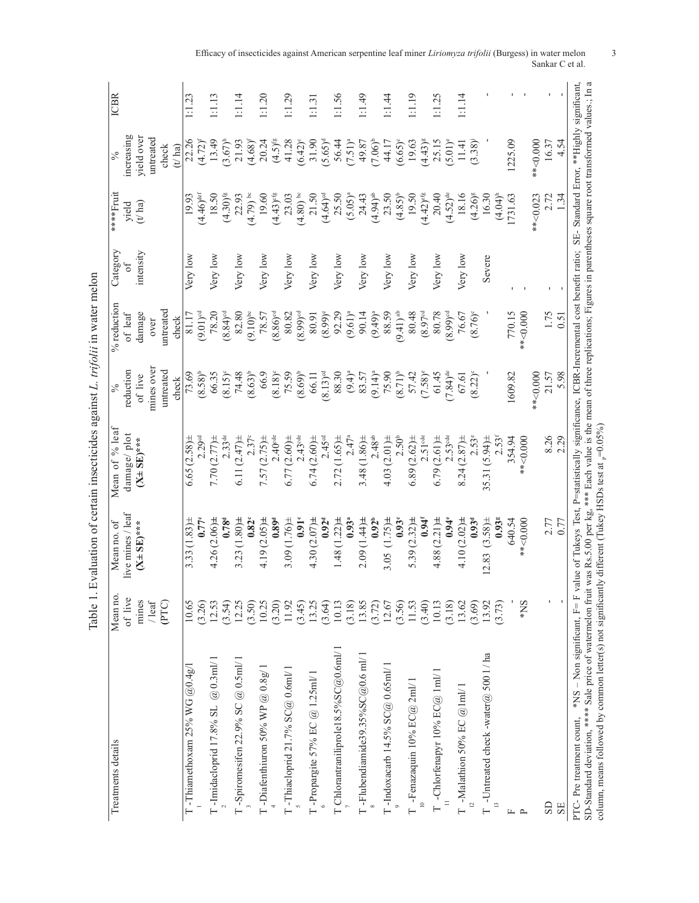Table 1. Evaluation of certain insecticides against *L. trifolii* in water melon

| Treatments details | Mean no. of live mines / leaf (PTC) | Mean no. of live mines / leaf (X± SE)*** | Mean of % leaf damage/ plot (X± SE)*** | % reduction of live mines over untreated check | % reduction of leaf damage over untreated check | Category of intensity | ****Fruit yield (t/ ha) | % increasing yield over untreated check (t/ ha) | ICBR |
|---|---|---|---|---|---|---|---|---|---|
| $T_1$ -Thiamethoxam 25% WG @0.4g/l | 10.65 (3.26) | 3.33 (1.83)± 0.77[c] | 6.65 (2.58)± 2.29[cd] | 73.69 (8.58)[b] | 81.17 (9.01)[cd] | Very low | 19.93 (4.46)[def] | 22.26 (4.72)[f] | 1:1.23 |
| $T_2$ -Imidacloprid 17.8% SL @ 0.3ml/1 | 12.53 (3.54) | 4.26 (2.06)± 0.78[d] | 7.70 (2.77)± 2.33[de] | 66.35 (8.15)[c] | 78.20 (8.84)[cd] | Very low | 18.50 (4.30)[fg] | 13.49 (3.67)[h] | 1:1.13 |
| $T_3$ -Spiromesifen 22.9% SC @ 0.5ml/1 | 12.25 (3.50) | 3.23 (1.80)± 0.82[c] | 6.11 (2.47)± 2.37[c] | 74.48 (8.63)[b] | 82.80 (9.10)[bc] | Very low | 22.93 (4.79)[bc] | 21.93 (4.68)[f] | 1:1.14 |
| $T_4$ -Diafenthiuron 50% WP @ 0.8g/ 1 | 10.25 (3.20) | 4.19 (2.05)± 0.89[d] | 7.57 (2.75)± 2.40[cde] | 66.9 (8.18)[c] | 78.57 (8.86)[cd] | Very low | 19.60 (4.43)[efg] | 20.24 (4.5)[fg] | 1:1.20 |
| $T_5$ -Thiacloprid 21.7% SC@ 0.6ml/1 | 11.92 (3.45) | 3.09 (1.76)± 0.91[c] | 6.77 (2.60)± 2.43[cde] | 75.59 (8.69)[b] | 80.82 (8.99)[cd] | Very low | 23.03 (4.80)[bc] | 41.28 (6.42)[c] | 1:1.29 |
| $T_6$ -Propargite 57% EC @ 1.25ml/1 | 13.25 (3.64) | 4.30 (2.07)± 0.92[d] | 6.74 (2.60)± 2.45[cd] | 66.11 (8.13)[cd] | 80.91 (8.99)[e] | Very low | 21.50 (4.64)[cd] | 31.90 (5.65)[d] | 1:1.31 |
| $T_7$ Chlorantraniliprole18.5%SC@0.6ml/1 | 10.13 (3.18) | 1.48 (1.22)± 0.93[a] | 2.72 (1.65)± 2.47[a] | 88.30 (9.4)[a] | 92.29 (9.61)[a] | Very low | 25.50 (5.05)[a] | 56.44 (7.51)[a] | 1:1.56 |
| $T_8$ -Flubendiamide39.35%SC@0.6 ml/1 | 13.85 (3.72) | 2.09 (1.44)± 0.92[b] | 3.48 (1.86)± 2.48[ab] | 83.57 (9.14)[a] | 90.14 (9.49)[a] | Very low | 24.43 (4.94)[ab] | 49.87 (7.06)[b] | 1:1.49 |
| $T_9$ -Indoxacarb 14.5% SC@ 0.65ml/1 | 12.67 (3.56) | 3.05 (1.75)± 0.93[c] | 4.03 (2.01)± 2.50[b] | 75.90 (8.71)[b] | 88.59 (9.41)[ab] | Very low | 23.50 (4.85)[b] | 44.17 (6.65)[c] | 1:1.44 |
| $T_{10}$ -Fenazaquin 10% EC@ 2ml/1 | 11.53 (3.40) | 5.39 (2.32)± 0.94[f] | 6.89 (2.62)± 2.51[cde] | 57.42 (7.58)[e] | 80.48 (8.97[cd] | Very low | 19.50 (4.42)[efg] | 19.63 (4.43)[g] | 1:1.19 |
| $T_{11}$ -Chlorfenapyr 10% EC@ 1ml/1 | 10.13 (3.18) | 4.88 (2.21)± 0.94[e] | 6.79 (2.61)± 2.53[cde] | 61.45 (7.84)[de] | 80.78 (8.99)[cd] | Very low | 20.40 (4.52)[de] | 25.15 (5.01)[e] | 1:1.25 |
| $T_{12}$ -Malathion 50% EC @1ml/1 | 13.62 (3.69) | 4.10 (2.02)± 0.93[d] | 8.24 (2.87)± 2.53[e] | 67.61 (8.22)[c] | 76.67 (8.76)[e] | Very low | 18.16 (4.26)[g] | 11.41 (3.38)[i] | 1:1.14 |
| $T_{13}$ -Untreated check -water@ 500 l/ ha | 13.92 (3.73) | 12.83 (3.58)± 0.93[g] | 35.31 (5.94)± 2.53[f] | - | - | Severe | 16.30 (4.04)[h] | - | - |
| F | - | 640.54 | 354.94 | 1609.82 | 770.15 | - | 1731.63 | 1225.09 | - |
| P | *NS | **<0.000 | **<0.000 | **<0.000 | **<0.000 | - | **<0.023 | **<0.000 | - |
| SD | - | 2.77 | 8.26 | 21.57 | 1.75 | - | 2.72 | 16.37 | - |
| SE | - | 0.77 | 2.29 | 5.98 | 0.51 | - | 1.34 | 4.54 | - |

PTC- Pre treatment count, *NS – Non significant, F= F value of Tukeys Test, P=statistically significance, ICBR-Incremental cost benefit ratio; SE- Standard Error, **Highly significant, SD-Standard deviation, **** Sale price of watermelon fruit was Rs.5.00 per kg, *** Each value is the mean of three replications; Figures in parentheses square root transformed values.; In a column, means followed by common letter(s) not significantly different (Tukey HSDs test at $_p$=0.05%)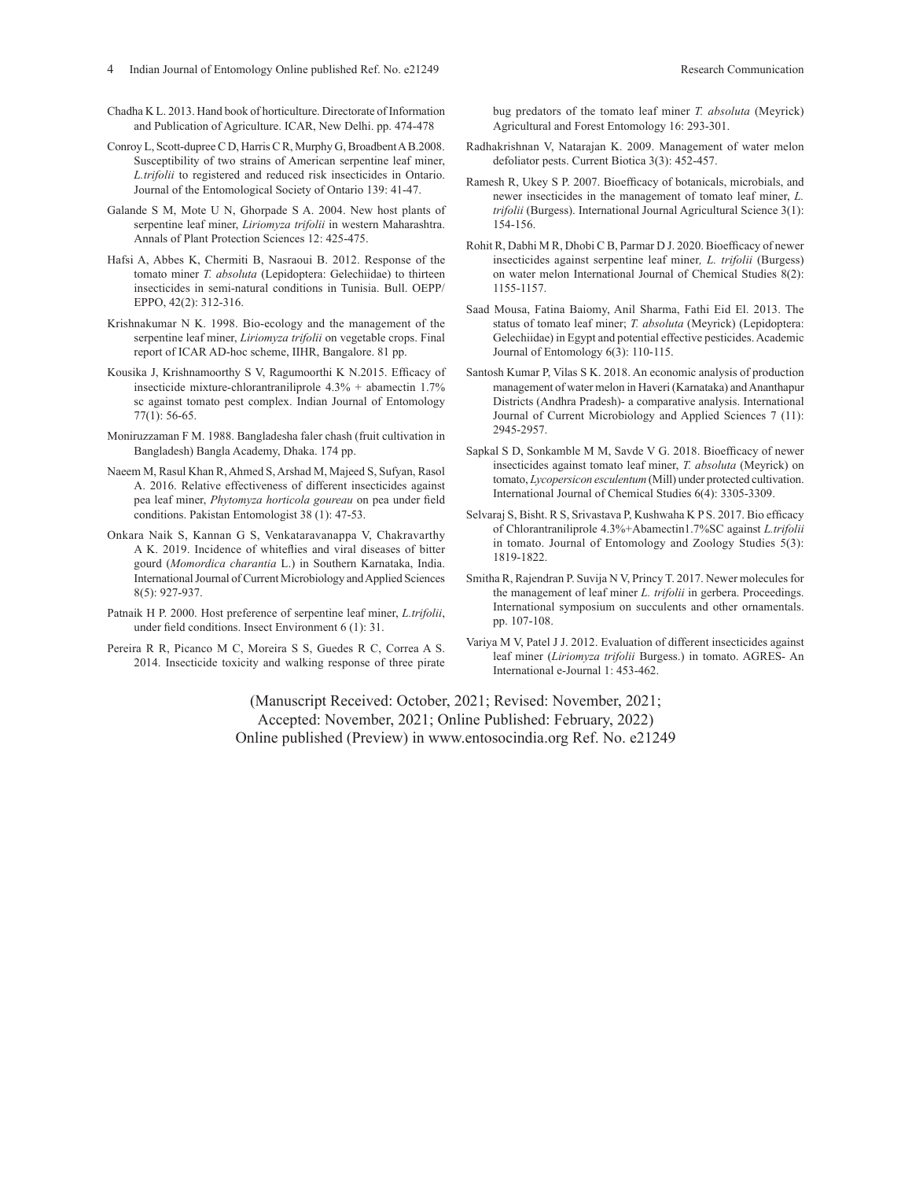Chadha K L. 2013. Hand book of horticulture. Directorate of Information and Publication of Agriculture. ICAR, New Delhi. pp. 474-478

Conroy L, Scott-dupree C D, Harris C R, Murphy G, Broadbent A B.2008. Susceptibility of two strains of American serpentine leaf miner, *L.trifolii* to registered and reduced risk insecticides in Ontario. Journal of the Entomological Society of Ontario 139: 41-47.

Galande S M, Mote U N, Ghorpade S A. 2004. New host plants of serpentine leaf miner, *Liriomyza trifolii* in western Maharashtra. Annals of Plant Protection Sciences 12: 425-475.

Hafsi A, Abbes K, Chermiti B, Nasraoui B. 2012. Response of the tomato miner *T. absoluta* (Lepidoptera: Gelechiidae) to thirteen insecticides in semi-natural conditions in Tunisia. Bull. OEPP/ EPPO, 42(2): 312-316.

Krishnakumar N K. 1998. Bio-ecology and the management of the serpentine leaf miner, *Liriomyza trifolii* on vegetable crops. Final report of ICAR AD-hoc scheme, IIHR, Bangalore. 81 pp.

Kousika J, Krishnamoorthy S V, Ragumoorthi K N.2015. Efficacy of insecticide mixture-chlorantraniliprole 4.3% + abamectin 1.7% sc against tomato pest complex. Indian Journal of Entomology 77(1): 56-65.

Moniruzzaman F M. 1988. Bangladesha faler chash (fruit cultivation in Bangladesh) Bangla Academy, Dhaka. 174 pp.

Naeem M, Rasul Khan R, Ahmed S, Arshad M, Majeed S, Sufyan, Rasol A. 2016. Relative effectiveness of different insecticides against pea leaf miner, *Phytomyza horticola goureau* on pea under field conditions. Pakistan Entomologist 38 (1): 47-53.

Onkara Naik S, Kannan G S, Venkataravanappa V, Chakravarthy A K. 2019. Incidence of whiteflies and viral diseases of bitter gourd (*Momordica charantia* L.) in Southern Karnataka, India. International Journal of Current Microbiology and Applied Sciences 8(5): 927-937.

Patnaik H P. 2000. Host preference of serpentine leaf miner, *L.trifolii*, under field conditions. Insect Environment 6 (1): 31.

Pereira R R, Picanco M C, Moreira S S, Guedes R C, Correa A S. 2014. Insecticide toxicity and walking response of three pirate bug predators of the tomato leaf miner *T. absoluta* (Meyrick) Agricultural and Forest Entomology 16: 293-301.

Radhakrishnan V, Natarajan K. 2009. Management of water melon defoliator pests. Current Biotica 3(3): 452-457.

Ramesh R, Ukey S P. 2007. Bioefficacy of botanicals, microbials, and newer insecticides in the management of tomato leaf miner, *L. trifolii* (Burgess). International Journal Agricultural Science 3(1): 154-156.

Rohit R, Dabhi M R, Dhobi C B, Parmar D J. 2020. Bioefficacy of newer insecticides against serpentine leaf miner*, L. trifolii* (Burgess) on water melon International Journal of Chemical Studies 8(2): 1155-1157.

Saad Mousa, Fatina Baiomy, Anil Sharma, Fathi Eid El. 2013. The status of tomato leaf miner; *T. absoluta* (Meyrick) (Lepidoptera: Gelechiidae) in Egypt and potential effective pesticides. Academic Journal of Entomology 6(3): 110-115.

Santosh Kumar P, Vilas S K. 2018. An economic analysis of production management of water melon in Haveri (Karnataka) and Ananthapur Districts (Andhra Pradesh)- a comparative analysis. International Journal of Current Microbiology and Applied Sciences 7 (11): 2945-2957.

Sapkal S D, Sonkamble M M, Savde V G. 2018. Bioefficacy of newer insecticides against tomato leaf miner, *T. absoluta* (Meyrick) on tomato, *Lycopersicon esculentum* (Mill) under protected cultivation. International Journal of Chemical Studies 6(4): 3305-3309.

Selvaraj S, Bisht. R S, Srivastava P, Kushwaha K P S. 2017. Bio efficacy of Chlorantraniliprole 4.3%+Abamectin1.7%SC against *L.trifolii* in tomato. Journal of Entomology and Zoology Studies 5(3): 1819-1822.

Smitha R, Rajendran P. Suvija N V, Princy T. 2017. Newer molecules for the management of leaf miner *L. trifolii* in gerbera. Proceedings. International symposium on succulents and other ornamentals. pp. 107-108.

Variya M V, Patel J J. 2012. Evaluation of different insecticides against leaf miner (*Liriomyza trifolii* Burgess.) in tomato. AGRES- An International e-Journal 1: 453-462.

(Manuscript Received: October, 2021; Revised: November, 2021; Accepted: November, 2021; Online Published: February, 2022)
Online published (Preview) in www.entosocindia.org Ref. No. e21249